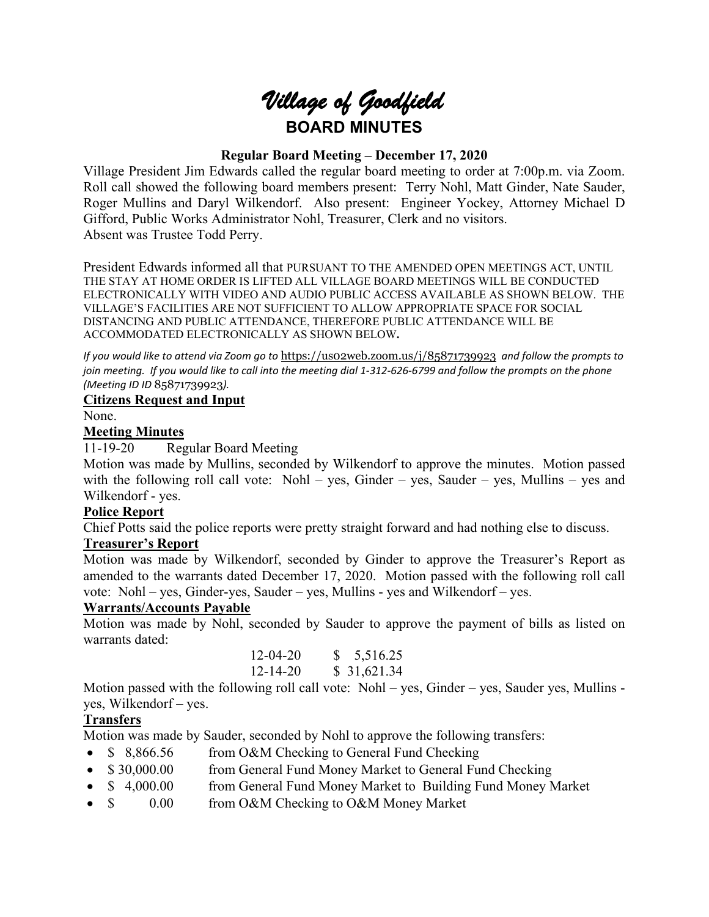# *Village of Goodfield*

## BOARD MINUTES

### Regular Board Meeting – December 17, 2020

Village President Jim Edwards called the regular board meeting to order at 7:00p.m. via Zoom. Roll call showed the following board members present: Terry Nohl, Matt Ginder, Nate Sauder, Roger Mullins and Daryl Wilkendorf. Also present: Engineer Yockey, Attorney Michael D Gifford, Public Works Administrator Nohl, Treasurer, Clerk and no visitors. Absent was Trustee Todd Perry.

President Edwards informed all that PURSUANT TO THE AMENDED OPEN MEETINGS ACT, UNTIL THE STAY AT HOME ORDER IS LIFTED ALL VILLAGE BOARD MEETINGS WILL BE CONDUCTED ELECTRONICALLY WITH VIDEO AND AUDIO PUBLIC ACCESS AVAILABLE AS SHOWN BELOW. THE VILLAGE'S FACILITIES ARE NOT SUFFICIENT TO ALLOW APPROPRIATE SPACE FOR SOCIAL DISTANCING AND PUBLIC ATTENDANCE, THEREFORE PUBLIC ATTENDANCE WILL BE ACCOMMODATED ELECTRONICALLY AS SHOWN BELOW.

*If you would like to attend via Zoom go to* https://us02web.zoom.us/j/85871739923 *and follow the prompts to join meeting. If you would like to call into the meeting dial 1-312-626-6799 and follow the prompts on the phone (Meeting ID ID* 85871739923*).*

**Citizens Request and Input**

None.

**Meeting Minutes**

11-19-20 Regular Board Meeting

Motion was made by Mullins, seconded by Wilkendorf to approve the minutes. Motion passed with the following roll call vote: Nohl – yes, Ginder – yes, Sauder – yes, Mullins – yes and Wilkendorf - yes.

**Police Report**

Chief Potts said the police reports were pretty straight forward and had nothing else to discuss.

**Treasurer's Report**

Motion was made by Wilkendorf, seconded by Ginder to approve the Treasurer's Report as amended to the warrants dated December 17, 2020. Motion passed with the following roll call vote: Nohl – yes, Ginder-yes, Sauder – yes, Mullins - yes and Wilkendorf – yes.

**Warrants/Accounts Payable**

Motion was made by Nohl, seconded by Sauder to approve the payment of bills as listed on warrants dated:

12-04-20 $ 5,516.25
12-14-20 $ 31,621.34

Motion passed with the following roll call vote: Nohl – yes, Ginder – yes, Sauder yes, Mullins - yes, Wilkendorf – yes.

**Transfers**

Motion was made by Sauder, seconded by Nohl to approve the following transfers:

- $ 8,866.56 from O&M Checking to General Fund Checking
- $ 30,000.00 from General Fund Money Market to General Fund Checking
- $ 4,000.00 from General Fund Money Market to Building Fund Money Market
- $ 0.00 from O&M Checking to O&M Money Market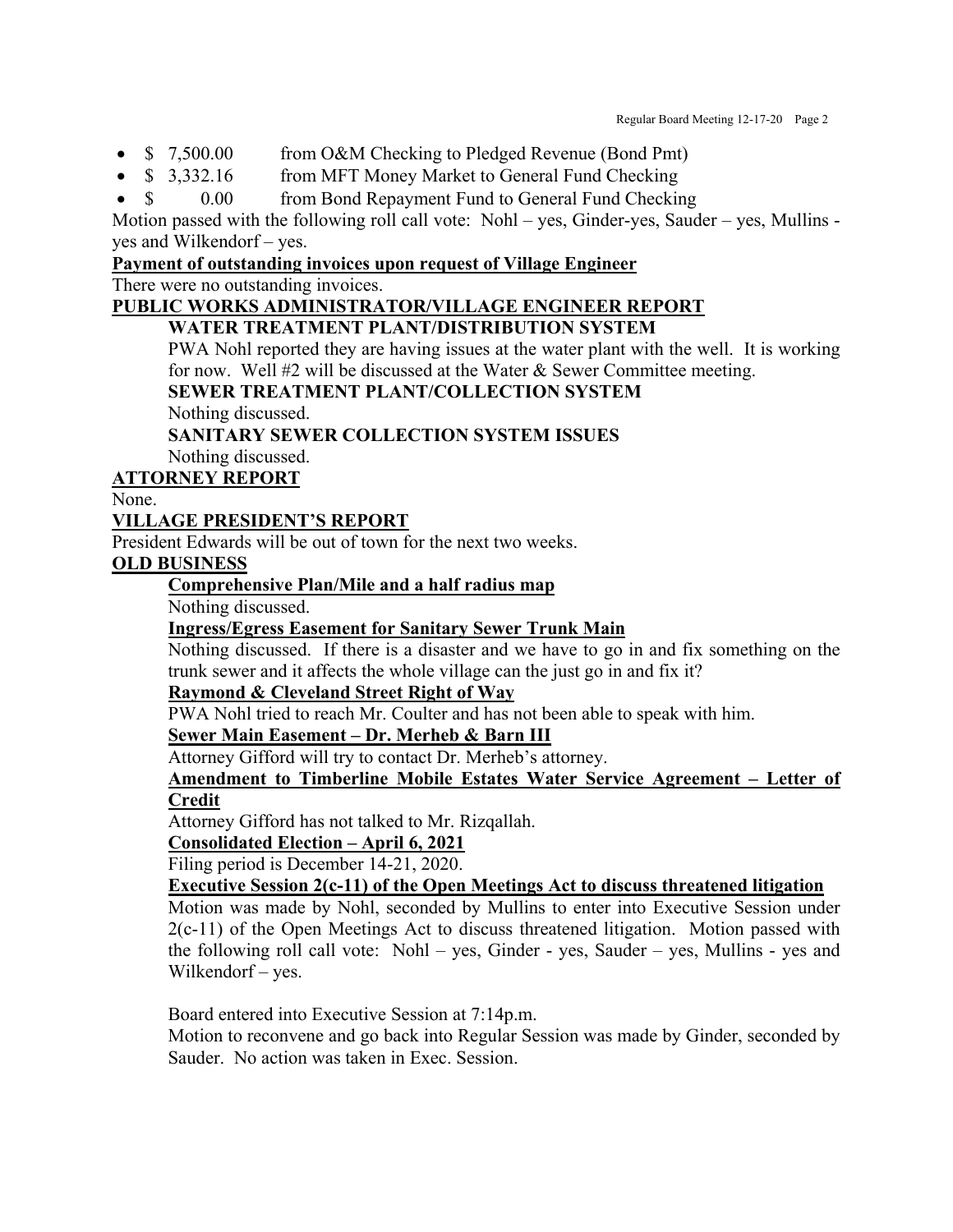- $ 7,500.00 from O&M Checking to Pledged Revenue (Bond Pmt)
- $ 3,332.16 from MFT Money Market to General Fund Checking
- $ 0.00 from Bond Repayment Fund to General Fund Checking

Motion passed with the following roll call vote: Nohl – yes, Ginder-yes, Sauder – yes, Mullins - yes and Wilkendorf – yes.

**Payment of outstanding invoices upon request of Village Engineer**

There were no outstanding invoices.

**PUBLIC WORKS ADMINISTRATOR/VILLAGE ENGINEER REPORT**

**WATER TREATMENT PLANT/DISTRIBUTION SYSTEM**

PWA Nohl reported they are having issues at the water plant with the well. It is working for now. Well #2 will be discussed at the Water & Sewer Committee meeting.

**SEWER TREATMENT PLANT/COLLECTION SYSTEM**

Nothing discussed.

**SANITARY SEWER COLLECTION SYSTEM ISSUES**

Nothing discussed.

**ATTORNEY REPORT**

None.

**VILLAGE PRESIDENT'S REPORT**

President Edwards will be out of town for the next two weeks.

**OLD BUSINESS**

**Comprehensive Plan/Mile and a half radius map**

Nothing discussed.

**Ingress/Egress Easement for Sanitary Sewer Trunk Main**

Nothing discussed. If there is a disaster and we have to go in and fix something on the trunk sewer and it affects the whole village can the just go in and fix it?

**Raymond & Cleveland Street Right of Way**

PWA Nohl tried to reach Mr. Coulter and has not been able to speak with him.

**Sewer Main Easement – Dr. Merheb & Barn III**

Attorney Gifford will try to contact Dr. Merheb's attorney.

**Amendment to Timberline Mobile Estates Water Service Agreement – Letter of Credit**

Attorney Gifford has not talked to Mr. Rizqallah.

**Consolidated Election – April 6, 2021**

Filing period is December 14-21, 2020.

**Executive Session 2(c-11) of the Open Meetings Act to discuss threatened litigation**

Motion was made by Nohl, seconded by Mullins to enter into Executive Session under 2(c-11) of the Open Meetings Act to discuss threatened litigation. Motion passed with the following roll call vote: Nohl – yes, Ginder - yes, Sauder – yes, Mullins - yes and Wilkendorf – yes.

Board entered into Executive Session at 7:14p.m.

Motion to reconvene and go back into Regular Session was made by Ginder, seconded by Sauder. No action was taken in Exec. Session.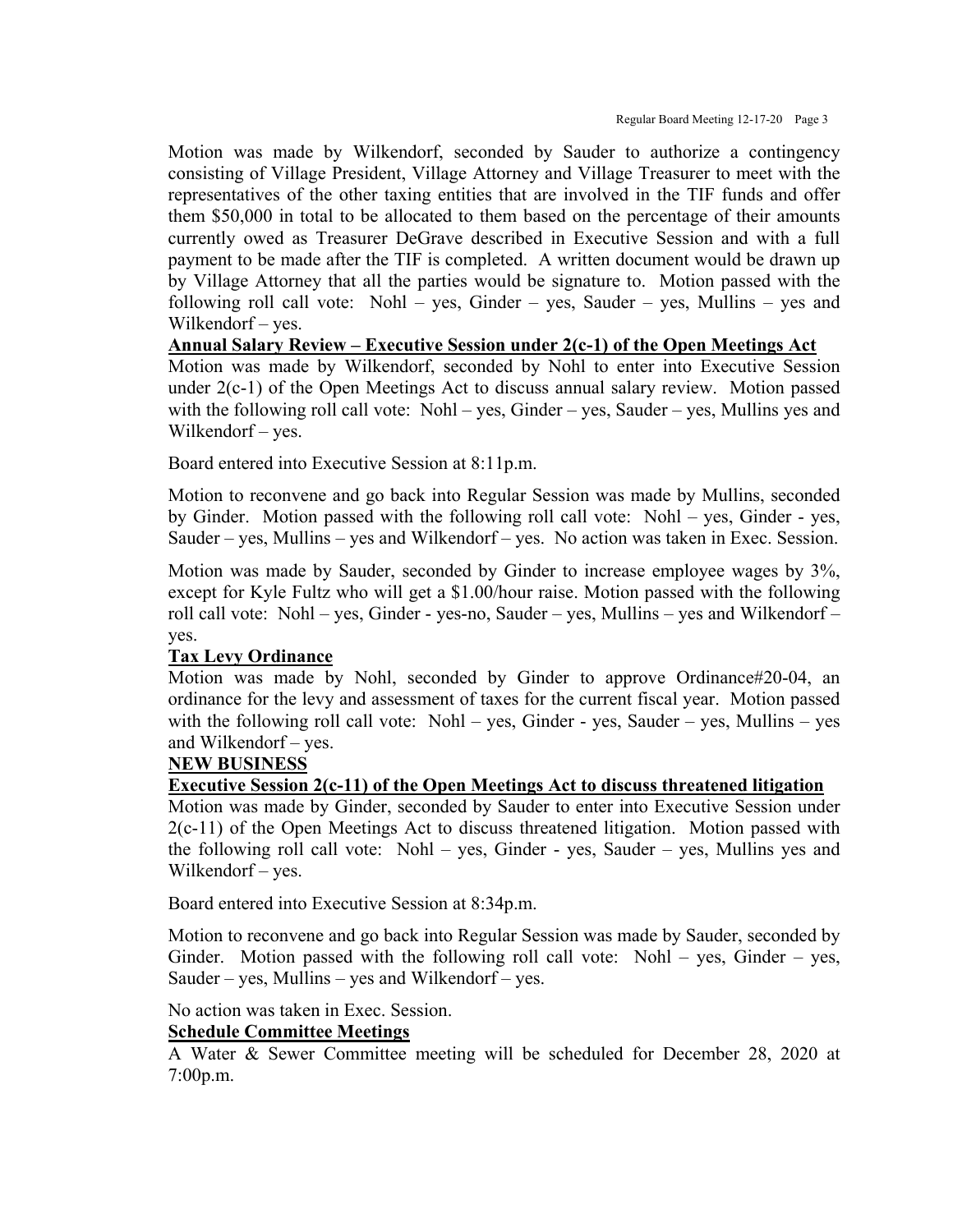Motion was made by Wilkendorf, seconded by Sauder to authorize a contingency consisting of Village President, Village Attorney and Village Treasurer to meet with the representatives of the other taxing entities that are involved in the TIF funds and offer them $50,000 in total to be allocated to them based on the percentage of their amounts currently owed as Treasurer DeGrave described in Executive Session and with a full payment to be made after the TIF is completed. A written document would be drawn up by Village Attorney that all the parties would be signature to. Motion passed with the following roll call vote: Nohl – yes, Ginder – yes, Sauder – yes, Mullins – yes and Wilkendorf – yes.

**Annual Salary Review – Executive Session under 2(c-1) of the Open Meetings Act**

Motion was made by Wilkendorf, seconded by Nohl to enter into Executive Session under 2(c-1) of the Open Meetings Act to discuss annual salary review. Motion passed with the following roll call vote: Nohl – yes, Ginder – yes, Sauder – yes, Mullins yes and Wilkendorf – yes.

Board entered into Executive Session at 8:11p.m.

Motion to reconvene and go back into Regular Session was made by Mullins, seconded by Ginder. Motion passed with the following roll call vote: Nohl – yes, Ginder - yes, Sauder – yes, Mullins – yes and Wilkendorf – yes. No action was taken in Exec. Session.

Motion was made by Sauder, seconded by Ginder to increase employee wages by 3%, except for Kyle Fultz who will get a $1.00/hour raise. Motion passed with the following roll call vote: Nohl – yes, Ginder - yes-no, Sauder – yes, Mullins – yes and Wilkendorf – yes.

**Tax Levy Ordinance**

Motion was made by Nohl, seconded by Ginder to approve Ordinance#20-04, an ordinance for the levy and assessment of taxes for the current fiscal year. Motion passed with the following roll call vote: Nohl – yes, Ginder - yes, Sauder – yes, Mullins – yes and Wilkendorf – yes.

**NEW BUSINESS**

**Executive Session 2(c-11) of the Open Meetings Act to discuss threatened litigation**

Motion was made by Ginder, seconded by Sauder to enter into Executive Session under 2(c-11) of the Open Meetings Act to discuss threatened litigation. Motion passed with the following roll call vote: Nohl – yes, Ginder - yes, Sauder – yes, Mullins yes and Wilkendorf – yes.

Board entered into Executive Session at 8:34p.m.

Motion to reconvene and go back into Regular Session was made by Sauder, seconded by Ginder. Motion passed with the following roll call vote: Nohl – yes, Ginder – yes, Sauder – yes, Mullins – yes and Wilkendorf – yes.

No action was taken in Exec. Session.

**Schedule Committee Meetings**

A Water & Sewer Committee meeting will be scheduled for December 28, 2020 at 7:00p.m.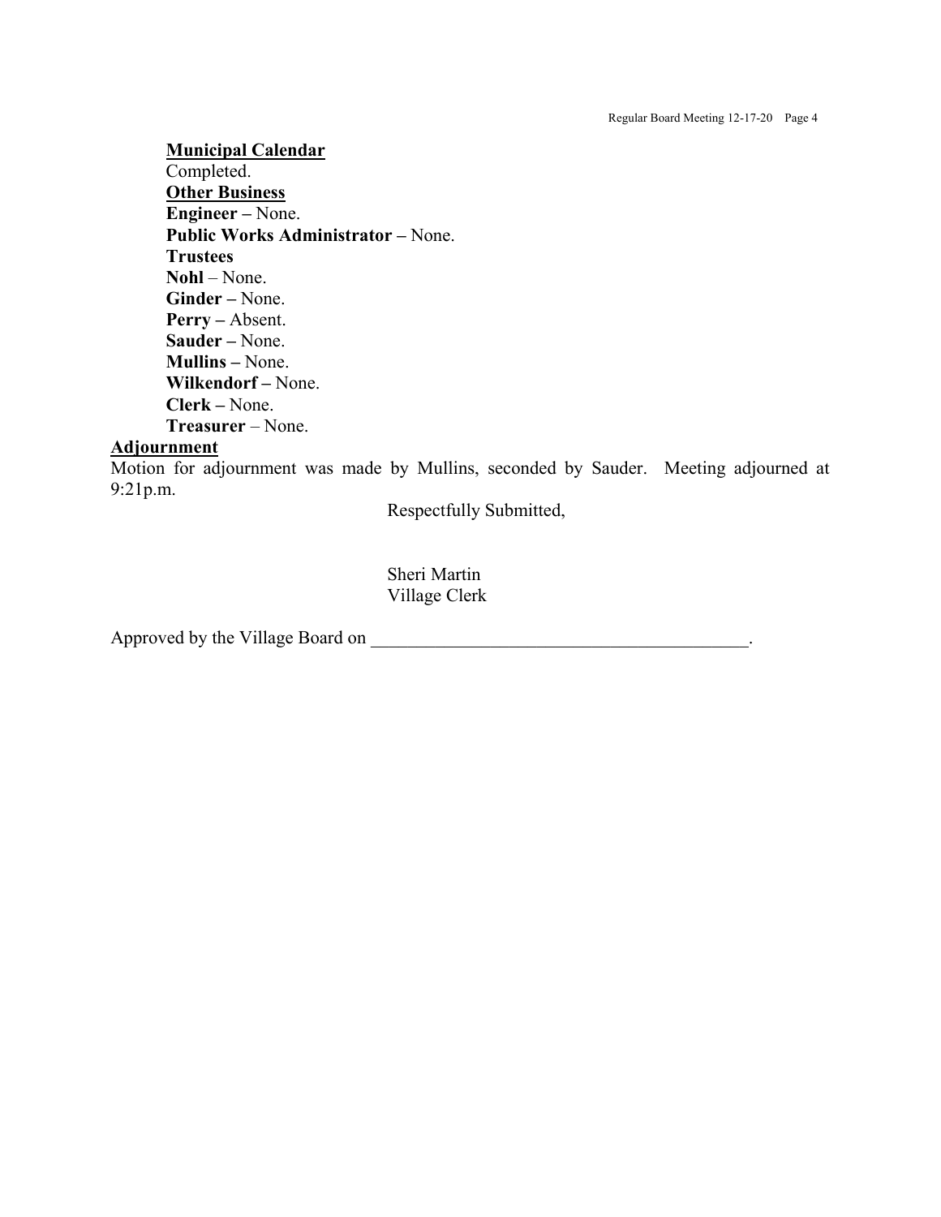**Municipal Calendar**

Completed.

**Other Business**

**Engineer –** None.

**Public Works Administrator –** None.

**Trustees**

**Nohl** – None.

**Ginder –** None.

**Perry –** Absent.

**Sauder –** None.

**Mullins –** None.

**Wilkendorf –** None.

**Clerk –** None.

**Treasurer** – None.

**Adjournment**

Motion for adjournment was made by Mullins, seconded by Sauder. Meeting adjourned at 9:21p.m.

Respectfully Submitted,

Sheri Martin
Village Clerk

Approved by the Village Board on ________________________________________.